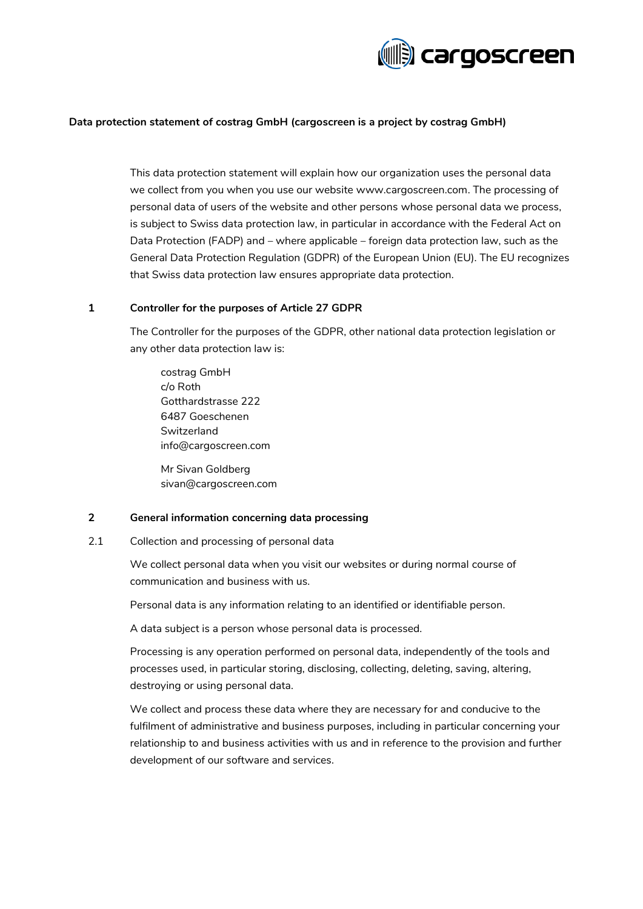**Data protection statement of costrag GmbH (cargoscreen is a project by costrag GmbH)**

This data protection statement will explain how our organization uses the personal data we collect from you when you use our website www.cargoscreen.com. The processing of personal data of users of the website and other persons whose personal data we process, is subject to Swiss data protection law, in particular in accordance with the Federal Act on Data Protection (FADP) and – where applicable – foreign data protection law, such as the General Data Protection Regulation (GDPR) of the European Union (EU). The EU recognizes that Swiss data protection law ensures appropriate data protection.

## 1 Controller for the purposes of Article 27 GDPR

The Controller for the purposes of the GDPR, other national data protection legislation or any other data protection law is:

costrag GmbH  
c/o Roth  
Gotthardstrasse 222  
6487 Goeschenen  
Switzerland  
info@cargoscreen.com

Mr Sivan Goldberg  
sivan@cargoscreen.com

## 2 General information concerning data processing

### 2.1 Collection and processing of personal data

We collect personal data when you visit our websites or during normal course of communication and business with us.

Personal data is any information relating to an identified or identifiable person.

A data subject is a person whose personal data is processed.

Processing is any operation performed on personal data, independently of the tools and processes used, in particular storing, disclosing, collecting, deleting, saving, altering, destroying or using personal data.

We collect and process these data where they are necessary for and conducive to the fulfilment of administrative and business purposes, including in particular concerning your relationship to and business activities with us and in reference to the provision and further development of our software and services.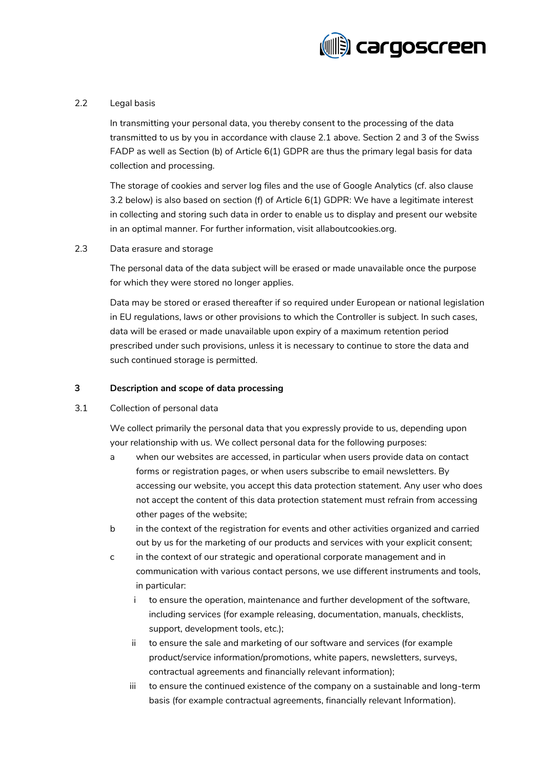### 2.2 Legal basis

In transmitting your personal data, you thereby consent to the processing of the data transmitted to us by you in accordance with clause 2.1 above. Section 2 and 3 of the Swiss FADP as well as Section (b) of Article 6(1) GDPR are thus the primary legal basis for data collection and processing.

The storage of cookies and server log files and the use of Google Analytics (cf. also clause 3.2 below) is also based on section (f) of Article 6(1) GDPR: We have a legitimate interest in collecting and storing such data in order to enable us to display and present our website in an optimal manner. For further information, visit allaboutcookies.org.

### 2.3 Data erasure and storage

The personal data of the data subject will be erased or made unavailable once the purpose for which they were stored no longer applies.

Data may be stored or erased thereafter if so required under European or national legislation in EU regulations, laws or other provisions to which the Controller is subject. In such cases, data will be erased or made unavailable upon expiry of a maximum retention period prescribed under such provisions, unless it is necessary to continue to store the data and such continued storage is permitted.

## 3 Description and scope of data processing

### 3.1 Collection of personal data

We collect primarily the personal data that you expressly provide to us, depending upon your relationship with us. We collect personal data for the following purposes:

a. when our websites are accessed, in particular when users provide data on contact forms or registration pages, or when users subscribe to email newsletters. By accessing our website, you accept this data protection statement. Any user who does not accept the content of this data protection statement must refrain from accessing other pages of the website;

b. in the context of the registration for events and other activities organized and carried out by us for the marketing of our products and services with your explicit consent;

c. in the context of our strategic and operational corporate management and in communication with various contact persons, we use different instruments and tools, in particular:

   i. to ensure the operation, maintenance and further development of the software, including services (for example releasing, documentation, manuals, checklists, support, development tools, etc.);

   ii. to ensure the sale and marketing of our software and services (for example product/service information/promotions, white papers, newsletters, surveys, contractual agreements and financially relevant information);

   iii. to ensure the continued existence of the company on a sustainable and long-term basis (for example contractual agreements, financially relevant Information).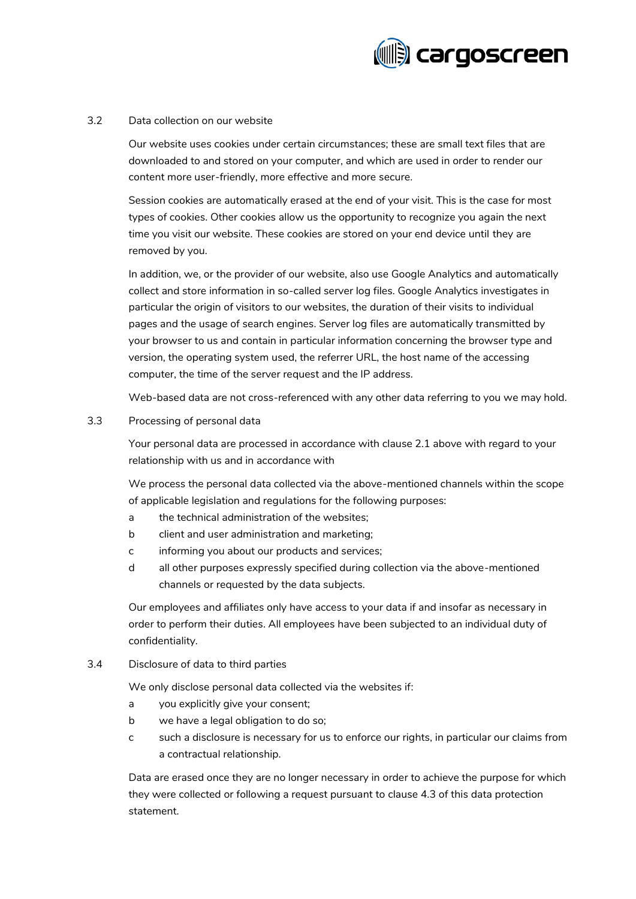### 3.2 Data collection on our website

Our website uses cookies under certain circumstances; these are small text files that are downloaded to and stored on your computer, and which are used in order to render our content more user-friendly, more effective and more secure.

Session cookies are automatically erased at the end of your visit. This is the case for most types of cookies. Other cookies allow us the opportunity to recognize you again the next time you visit our website. These cookies are stored on your end device until they are removed by you.

In addition, we, or the provider of our website, also use Google Analytics and automatically collect and store information in so-called server log files. Google Analytics investigates in particular the origin of visitors to our websites, the duration of their visits to individual pages and the usage of search engines. Server log files are automatically transmitted by your browser to us and contain in particular information concerning the browser type and version, the operating system used, the referrer URL, the host name of the accessing computer, the time of the server request and the IP address.

Web-based data are not cross-referenced with any other data referring to you we may hold.

### 3.3 Processing of personal data

Your personal data are processed in accordance with clause 2.1 above with regard to your relationship with us and in accordance with

We process the personal data collected via the above-mentioned channels within the scope of applicable legislation and regulations for the following purposes:

a the technical administration of the websites;

b client and user administration and marketing;

c informing you about our products and services;

d all other purposes expressly specified during collection via the above-mentioned channels or requested by the data subjects.

Our employees and affiliates only have access to your data if and insofar as necessary in order to perform their duties. All employees have been subjected to an individual duty of confidentiality.

### 3.4 Disclosure of data to third parties

We only disclose personal data collected via the websites if:

a you explicitly give your consent;

b we have a legal obligation to do so;

c such a disclosure is necessary for us to enforce our rights, in particular our claims from a contractual relationship.

Data are erased once they are no longer necessary in order to achieve the purpose for which they were collected or following a request pursuant to clause 4.3 of this data protection statement.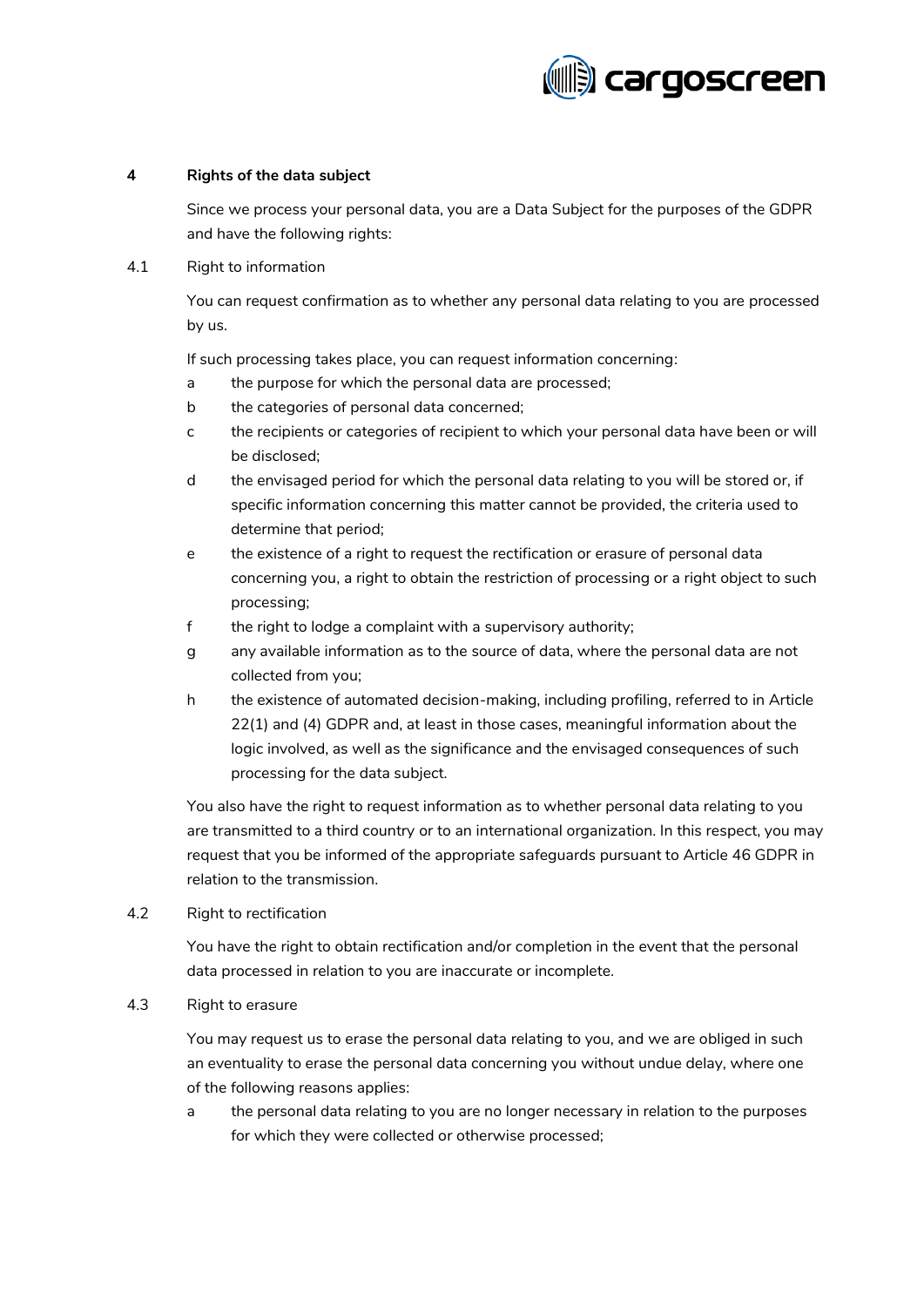## 4 Rights of the data subject

Since we process your personal data, you are a Data Subject for the purposes of the GDPR and have the following rights:

### 4.1 Right to information

You can request confirmation as to whether any personal data relating to you are processed by us.

If such processing takes place, you can request information concerning:

a the purpose for which the personal data are processed;

b the categories of personal data concerned;

c the recipients or categories of recipient to which your personal data have been or will be disclosed;

d the envisaged period for which the personal data relating to you will be stored or, if specific information concerning this matter cannot be provided, the criteria used to determine that period;

e the existence of a right to request the rectification or erasure of personal data concerning you, a right to obtain the restriction of processing or a right object to such processing;

f the right to lodge a complaint with a supervisory authority;

g any available information as to the source of data, where the personal data are not collected from you;

h the existence of automated decision-making, including profiling, referred to in Article 22(1) and (4) GDPR and, at least in those cases, meaningful information about the logic involved, as well as the significance and the envisaged consequences of such processing for the data subject.

You also have the right to request information as to whether personal data relating to you are transmitted to a third country or to an international organization. In this respect, you may request that you be informed of the appropriate safeguards pursuant to Article 46 GDPR in relation to the transmission.

### 4.2 Right to rectification

You have the right to obtain rectification and/or completion in the event that the personal data processed in relation to you are inaccurate or incomplete.

### 4.3 Right to erasure

You may request us to erase the personal data relating to you, and we are obliged in such an eventuality to erase the personal data concerning you without undue delay, where one of the following reasons applies:

a the personal data relating to you are no longer necessary in relation to the purposes for which they were collected or otherwise processed;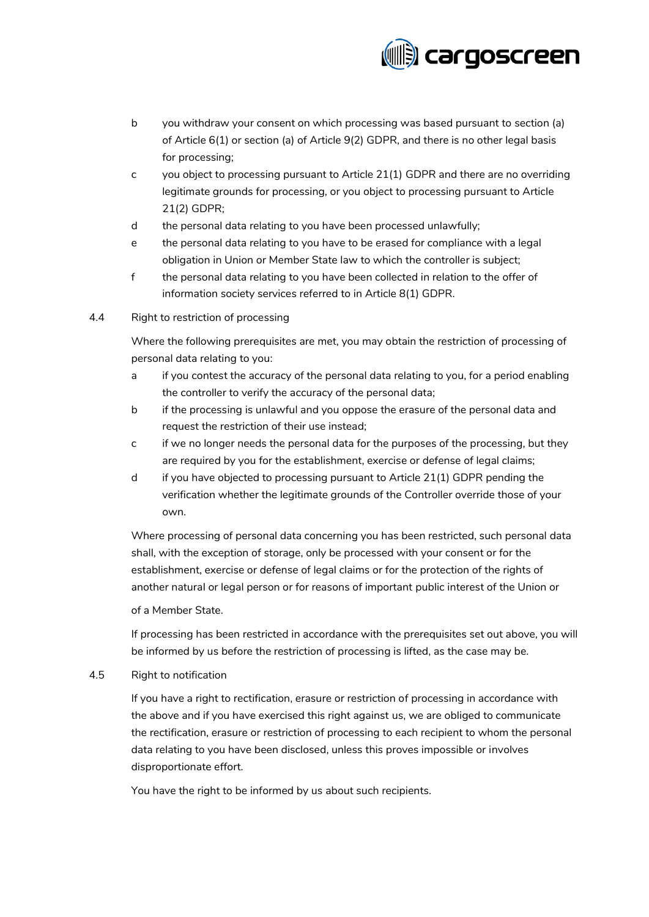b you withdraw your consent on which processing was based pursuant to section (a) of Article 6(1) or section (a) of Article 9(2) GDPR, and there is no other legal basis for processing;

c you object to processing pursuant to Article 21(1) GDPR and there are no overriding legitimate grounds for processing, or you object to processing pursuant to Article 21(2) GDPR;

d the personal data relating to you have been processed unlawfully;

e the personal data relating to you have to be erased for compliance with a legal obligation in Union or Member State law to which the controller is subject;

f the personal data relating to you have been collected in relation to the offer of information society services referred to in Article 8(1) GDPR.

4.4 Right to restriction of processing

Where the following prerequisites are met, you may obtain the restriction of processing of personal data relating to you:

a if you contest the accuracy of the personal data relating to you, for a period enabling the controller to verify the accuracy of the personal data;

b if the processing is unlawful and you oppose the erasure of the personal data and request the restriction of their use instead;

c if we no longer needs the personal data for the purposes of the processing, but they are required by you for the establishment, exercise or defense of legal claims;

d if you have objected to processing pursuant to Article 21(1) GDPR pending the verification whether the legitimate grounds of the Controller override those of your own.

Where processing of personal data concerning you has been restricted, such personal data shall, with the exception of storage, only be processed with your consent or for the establishment, exercise or defense of legal claims or for the protection of the rights of another natural or legal person or for reasons of important public interest of the Union or of a Member State.

If processing has been restricted in accordance with the prerequisites set out above, you will be informed by us before the restriction of processing is lifted, as the case may be.

4.5 Right to notification

If you have a right to rectification, erasure or restriction of processing in accordance with the above and if you have exercised this right against us, we are obliged to communicate the rectification, erasure or restriction of processing to each recipient to whom the personal data relating to you have been disclosed, unless this proves impossible or involves disproportionate effort.

You have the right to be informed by us about such recipients.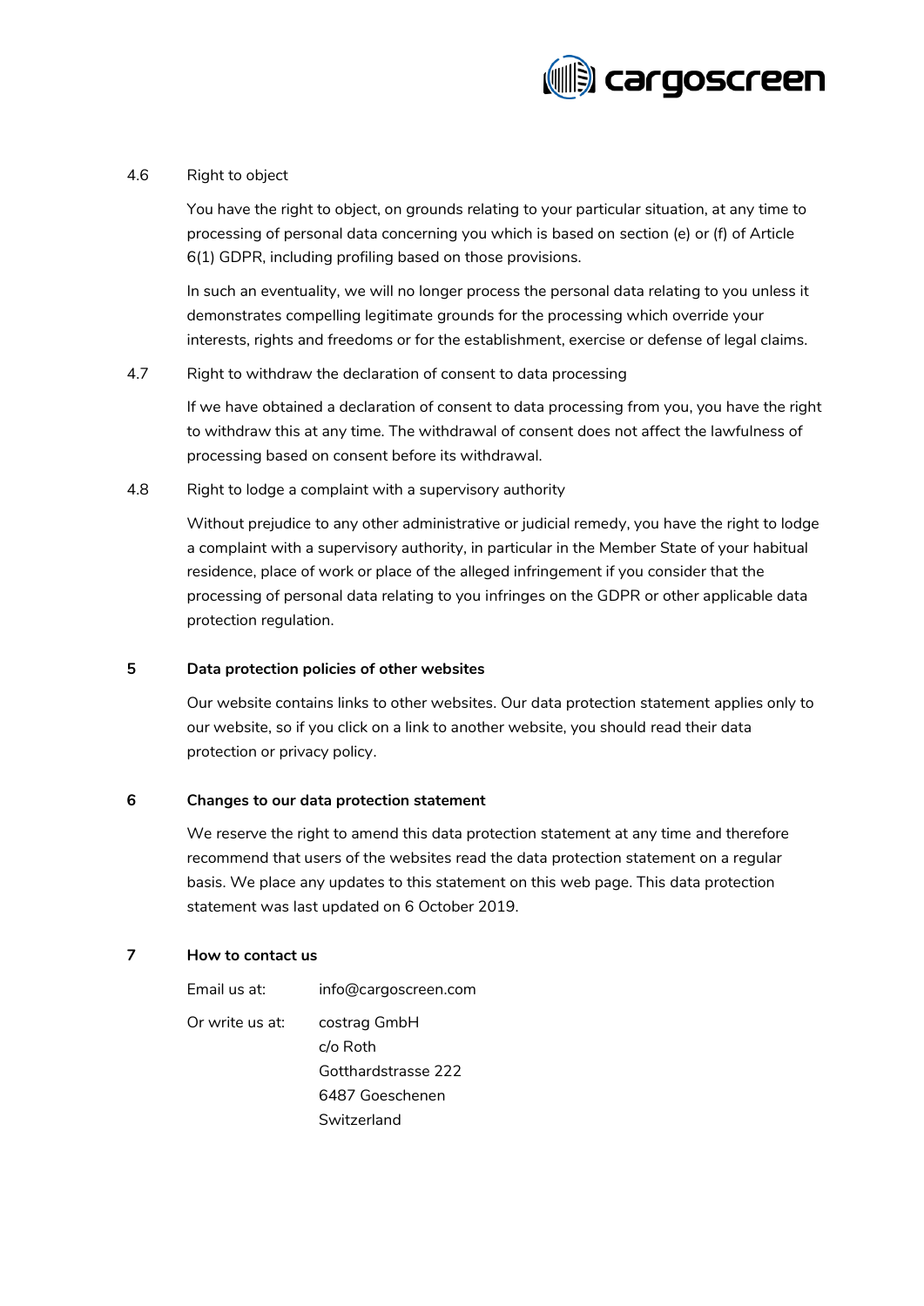### 4.6 Right to object

You have the right to object, on grounds relating to your particular situation, at any time to processing of personal data concerning you which is based on section (e) or (f) of Article 6(1) GDPR, including profiling based on those provisions.

In such an eventuality, we will no longer process the personal data relating to you unless it demonstrates compelling legitimate grounds for the processing which override your interests, rights and freedoms or for the establishment, exercise or defense of legal claims.

### 4.7 Right to withdraw the declaration of consent to data processing

If we have obtained a declaration of consent to data processing from you, you have the right to withdraw this at any time. The withdrawal of consent does not affect the lawfulness of processing based on consent before its withdrawal.

### 4.8 Right to lodge a complaint with a supervisory authority

Without prejudice to any other administrative or judicial remedy, you have the right to lodge a complaint with a supervisory authority, in particular in the Member State of your habitual residence, place of work or place of the alleged infringement if you consider that the processing of personal data relating to you infringes on the GDPR or other applicable data protection regulation.

## 5 Data protection policies of other websites

Our website contains links to other websites. Our data protection statement applies only to our website, so if you click on a link to another website, you should read their data protection or privacy policy.

## 6 Changes to our data protection statement

We reserve the right to amend this data protection statement at any time and therefore recommend that users of the websites read the data protection statement on a regular basis. We place any updates to this statement on this web page. This data protection statement was last updated on 6 October 2019.

## 7 How to contact us

| | |
|---|---|
| Email us at: | info@cargoscreen.com |
| Or write us at: | costrag GmbH<br>c/o Roth<br>Gotthardstrasse 222<br>6487 Goeschenen<br>Switzerland |